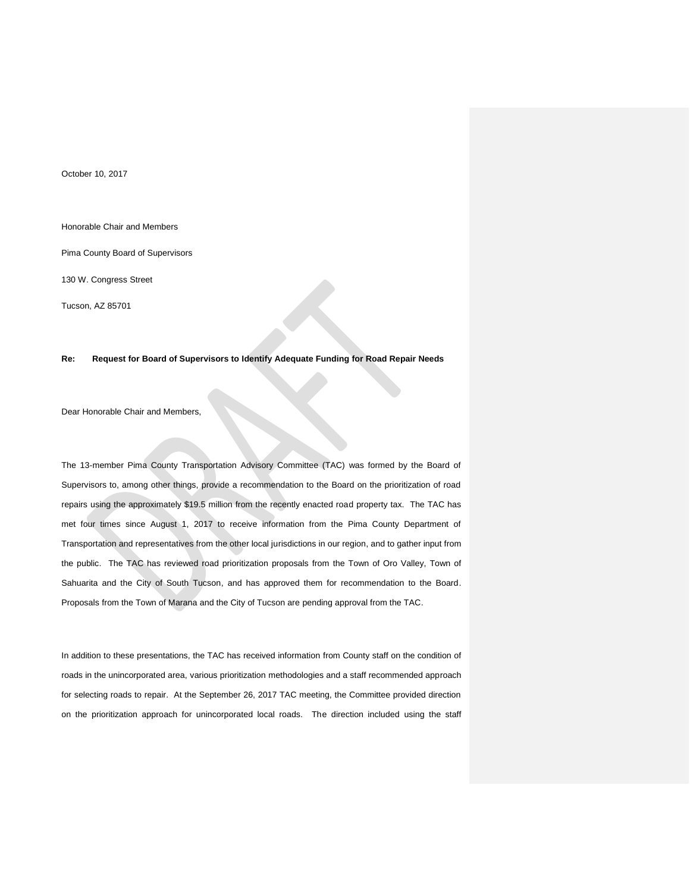October 10, 2017

Honorable Chair and Members

Pima County Board of Supervisors

130 W. Congress Street

Tucson, AZ 85701

**Re: Request for Board of Supervisors to Identify Adequate Funding for Road Repair Needs**

Dear Honorable Chair and Members,

The 13-member Pima County Transportation Advisory Committee (TAC) was formed by the Board of Supervisors to, among other things, provide a recommendation to the Board on the prioritization of road repairs using the approximately $19.5 million from the recently enacted road property tax. The TAC has met four times since August 1, 2017 to receive information from the Pima County Department of Transportation and representatives from the other local jurisdictions in our region, and to gather input from the public. The TAC has reviewed road prioritization proposals from the Town of Oro Valley, Town of Sahuarita and the City of South Tucson, and has approved them for recommendation to the Board. Proposals from the Town of Marana and the City of Tucson are pending approval from the TAC.

In addition to these presentations, the TAC has received information from County staff on the condition of roads in the unincorporated area, various prioritization methodologies and a staff recommended approach for selecting roads to repair. At the September 26, 2017 TAC meeting, the Committee provided direction on the prioritization approach for unincorporated local roads. The direction included using the staff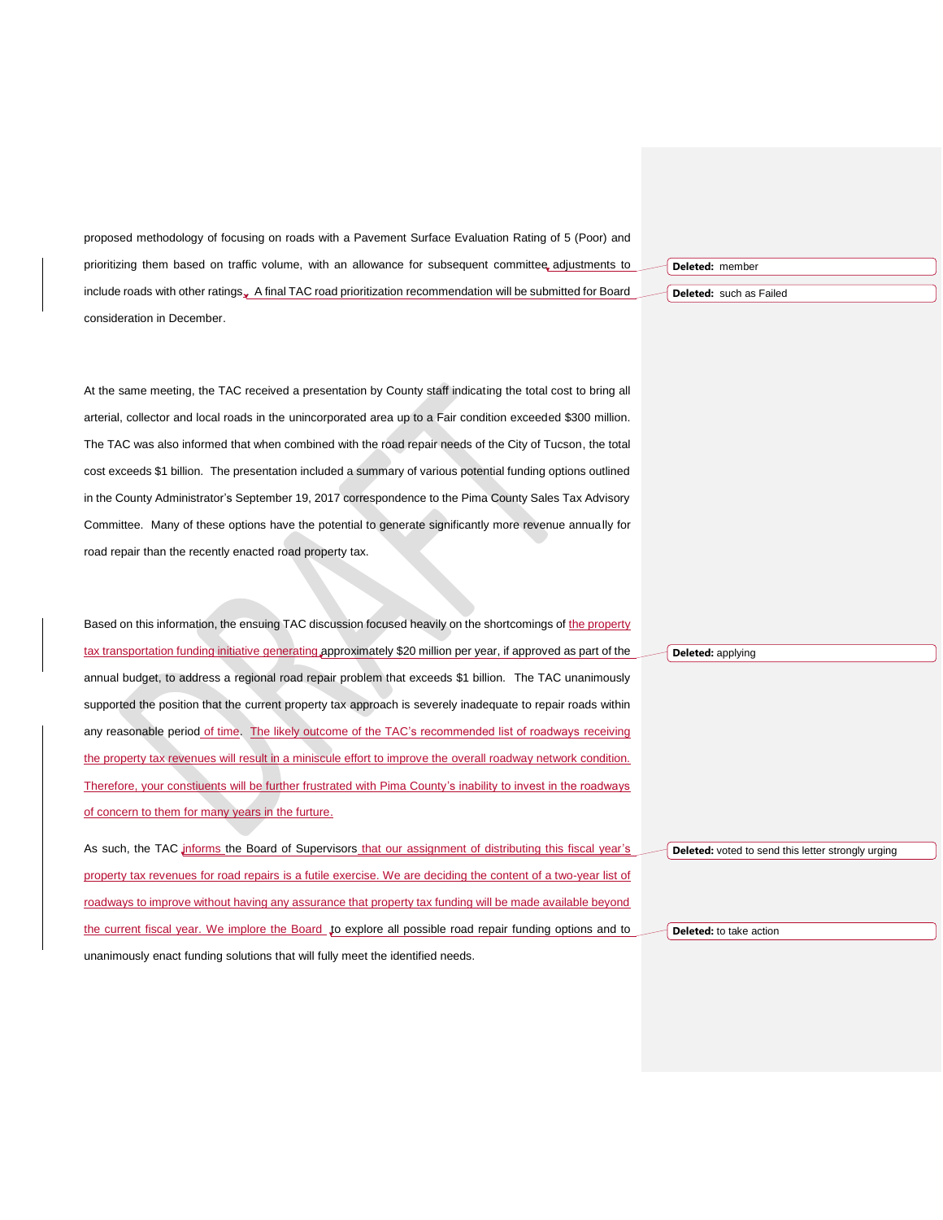proposed methodology of focusing on roads with a Pavement Surface Evaluation Rating of 5 (Poor) and prioritizing them based on traffic volume, with an allowance for subsequent committee adjustments to include roads with other ratings. A final TAC road prioritization recommendation will be submitted for Board consideration in December.

At the same meeting, the TAC received a presentation by County staff indicating the total cost to bring all arterial, collector and local roads in the unincorporated area up to a Fair condition exceeded $300 million. The TAC was also informed that when combined with the road repair needs of the City of Tucson, the total cost exceeds $1 billion. The presentation included a summary of various potential funding options outlined in the County Administrator's September 19, 2017 correspondence to the Pima County Sales Tax Advisory Committee. Many of these options have the potential to generate significantly more revenue annually for road repair than the recently enacted road property tax.

Based on this information, the ensuing TAC discussion focused heavily on the shortcomings of the property tax transportation funding initiative generating approximately $20 million per year, if approved as part of the annual budget, to address a regional road repair problem that exceeds $1 billion. The TAC unanimously supported the position that the current property tax approach is severely inadequate to repair roads within any reasonable period of time. The likely outcome of the TAC's recommended list of roadways receiving the property tax revenues will result in a miniscule effort to improve the overall roadway network condition. Therefore, your constiuents will be further frustrated with Pima County's inability to invest in the roadways of concern to them for many years in the furture.

As such, the TAC informs the Board of Supervisors that our assignment of distributing this fiscal year's property tax revenues for road repairs is a futile exercise. We are deciding the content of a two-year list of roadways to improve without having any assurance that property tax funding will be made available beyond the current fiscal year. We implore the Board to explore all possible road repair funding options and to unanimously enact funding solutions that will fully meet the identified needs.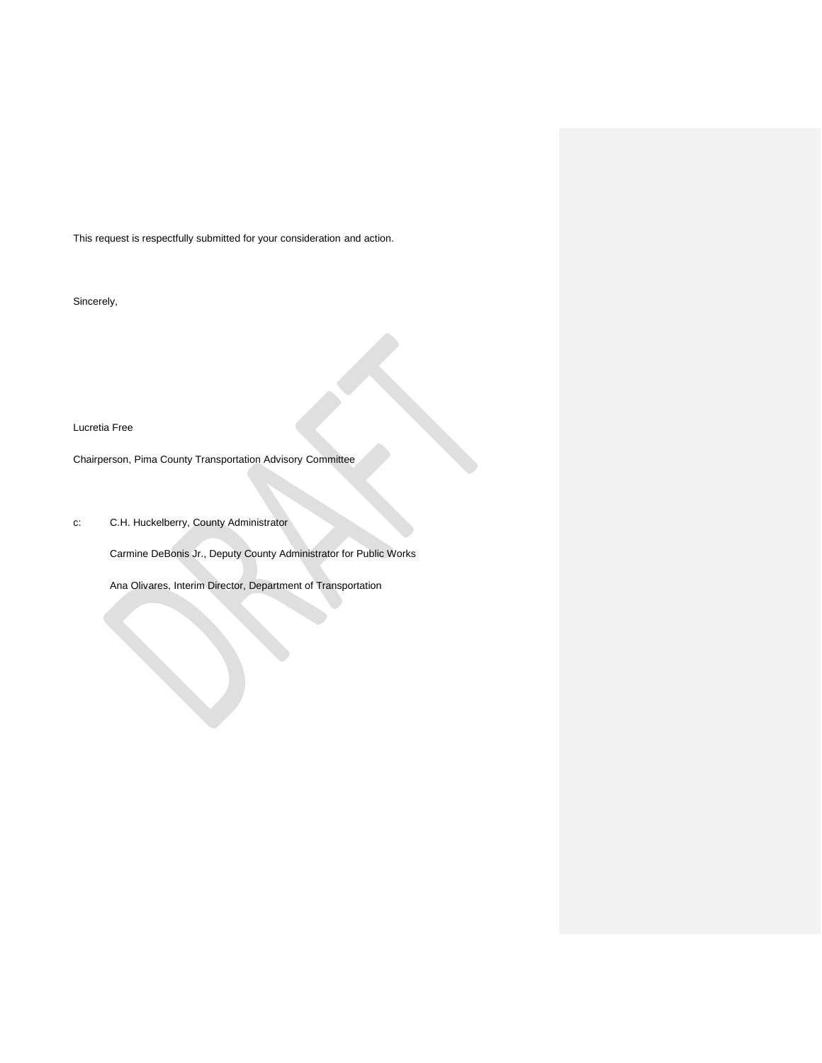This request is respectfully submitted for your consideration and action.

Sincerely,

Lucretia Free

Chairperson, Pima County Transportation Advisory Committee

c: C.H. Huckelberry, County Administrator

Carmine DeBonis Jr., Deputy County Administrator for Public Works

Ana Olivares, Interim Director, Department of Transportation